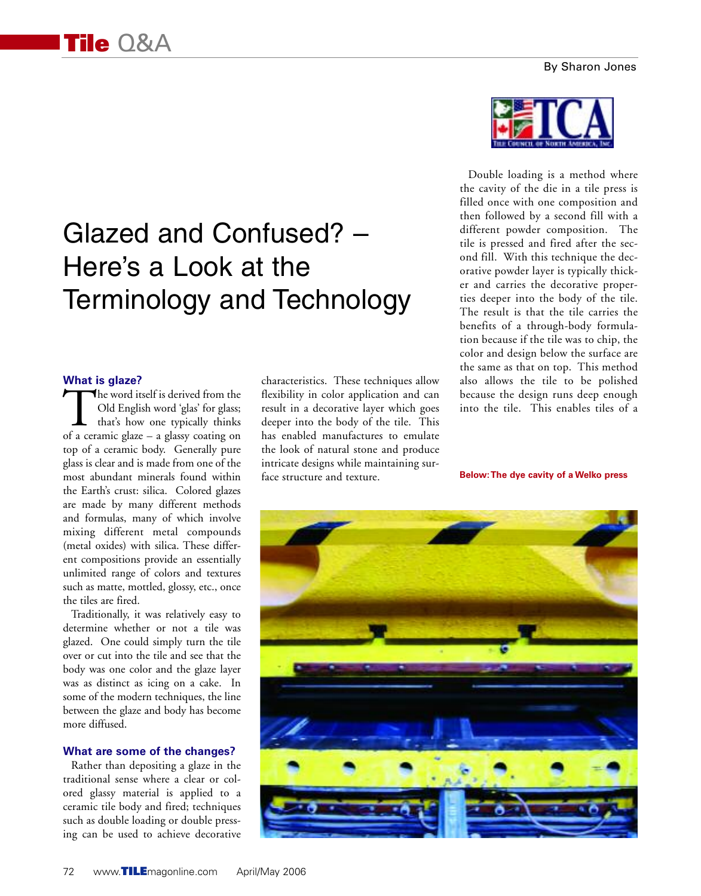# Glazed and Confused? – Here's a Look at the Terminology and Technology

By Sharon Jones

### What is glaze?

The word itself is derived from the Old English word 'glas' for glass; that's how one typically thinks of a ceramic glaze – a glassy coating on top of a ceramic body. Generally pure glass is clear and is made from one of the most abundant minerals found within the Earth's crust: silica. Colored glazes are made by many different methods and formulas, many of which involve mixing different metal compounds (metal oxides) with silica. These different compositions provide an essentially unlimited range of colors and textures such as matte, mottled, glossy, etc., once the tiles are fired.

Traditionally, it was relatively easy to determine whether or not a tile was glazed. One could simply turn the tile over or cut into the tile and see that the body was one color and the glaze layer was as distinct as icing on a cake. In some of the modern techniques, the line between the glaze and body has become more diffused.

### What are some of the changes?

Rather than depositing a glaze in the traditional sense where a clear or colored glassy material is applied to a ceramic tile body and fired; techniques such as double loading or double pressing can be used to achieve decorative characteristics. These techniques allow flexibility in color application and can result in a decorative layer which goes deeper into the body of the tile. This has enabled manufactures to emulate the look of natural stone and produce intricate designs while maintaining surface structure and texture.

Double loading is a method where the cavity of the die in a tile press is filled once with one composition and then followed by a second fill with a different powder composition. The tile is pressed and fired after the second fill. With this technique the decorative powder layer is typically thicker and carries the decorative properties deeper into the body of the tile. The result is that the tile carries the benefits of a through-body formulation because if the tile was to chip, the color and design below the surface are the same as that on top. This method also allows the tile to be polished because the design runs deep enough into the tile. This enables tiles of a

**Below: The dye cavity of a Welko press**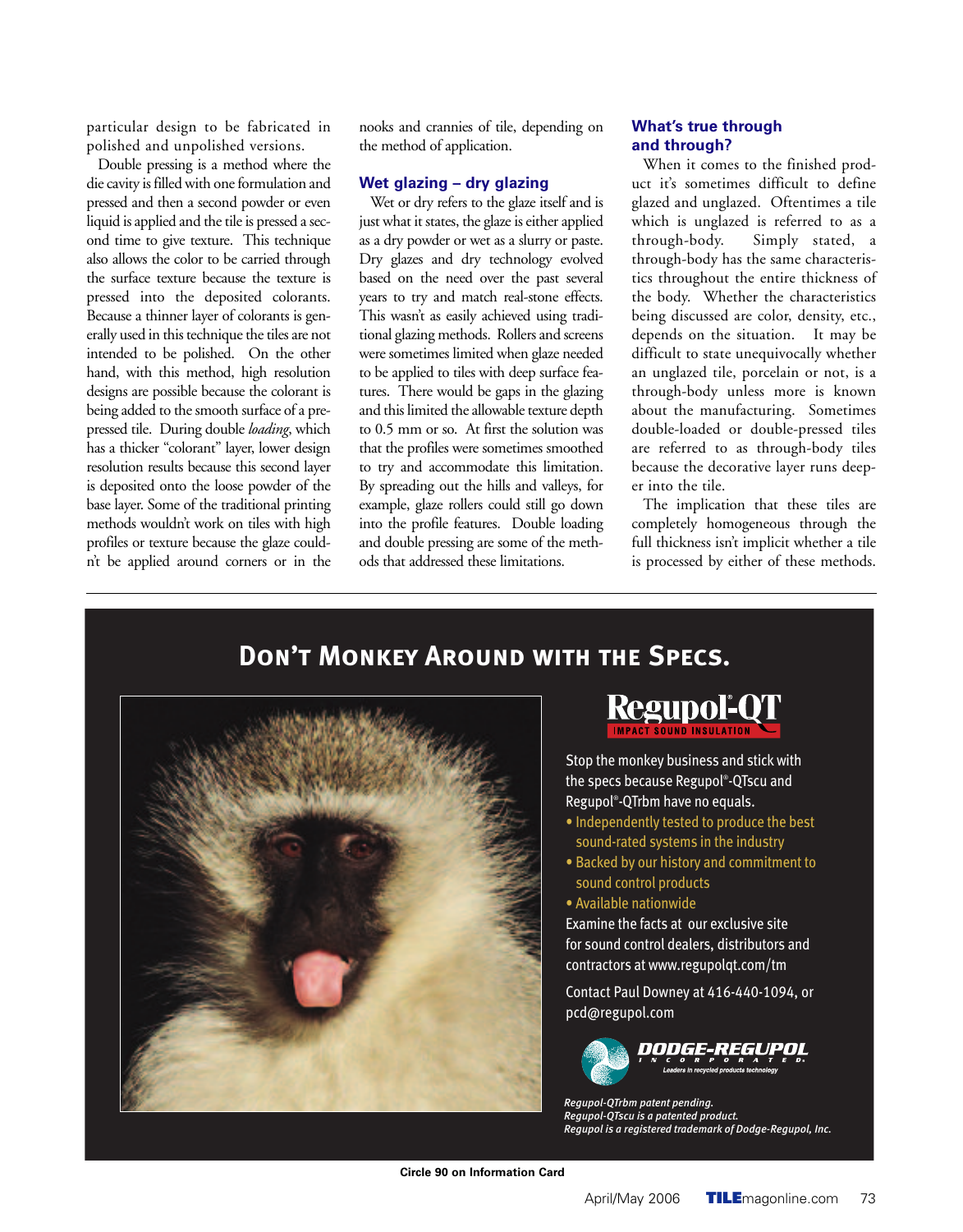particular design to be fabricated in polished and unpolished versions.

Double pressing is a method where the die cavity is filled with one formulation and pressed and then a second powder or even liquid is applied and the tile is pressed a second time to give texture. This technique also allows the color to be carried through the surface texture because the texture is pressed into the deposited colorants. Because a thinner layer of colorants is generally used in this technique the tiles are not intended to be polished. On the other hand, with this method, high resolution designs are possible because the colorant is being added to the smooth surface of a pre-pressed tile. During double *loading*, which has a thicker "colorant" layer, lower design resolution results because this second layer is deposited onto the loose powder of the base layer. Some of the traditional printing methods wouldn't work on tiles with high profiles or texture because the glaze couldn't be applied around corners or in the nooks and crannies of tile, depending on the method of application.

### Wet glazing – dry glazing

Wet or dry refers to the glaze itself and is just what it states, the glaze is either applied as a dry powder or wet as a slurry or paste. Dry glazes and dry technology evolved based on the need over the past several years to try and match real-stone effects. This wasn't as easily achieved using traditional glazing methods. Rollers and screens were sometimes limited when glaze needed to be applied to tiles with deep surface features. There would be gaps in the glazing and this limited the allowable texture depth to 0.5 mm or so. At first the solution was that the profiles were sometimes smoothed to try and accommodate this limitation. By spreading out the hills and valleys, for example, glaze rollers could still go down into the profile features. Double loading and double pressing are some of the methods that addressed these limitations.

### What's true through and through?

When it comes to the finished product it's sometimes difficult to define glazed and unglazed. Oftentimes a tile which is unglazed is referred to as a through-body. Simply stated, a through-body has the same characteristics throughout the entire thickness of the body. Whether the characteristics being discussed are color, density, etc., depends on the situation. It may be difficult to state unequivocally whether an unglazed tile, porcelain or not, is a through-body unless more is known about the manufacturing. Sometimes double-loaded or double-pressed tiles are referred to as through-body tiles because the decorative layer runs deeper into the tile.

The implication that these tiles are completely homogeneous through the full thickness isn't implicit whether a tile is processed by either of these methods.

---

**DON'T MONKEY AROUND WITH THE SPECS.**

**Regupol®-QT**
IMPACT SOUND INSULATION

Stop the monkey business and stick with the specs because Regupol®-QTscu and Regupol®-QTrbm have no equals.

- Independently tested to produce the best sound-rated systems in the industry
- Backed by our history and commitment to sound control products
- Available nationwide

Examine the facts at our exclusive site for sound control dealers, distributors and contractors at www.regupolqt.com/tm

Contact Paul Downey at 416-440-1094, or pcd@regupol.com

**DODGE-REGUPOL** INCORPORATED
Leaders in recycled products technology

*Regupol-QTrbm patent pending.*
*Regupol-QTscu is a patented product.*
*Regupol is a registered trademark of Dodge-Regupol, Inc.*

**Circle 90 on Information Card**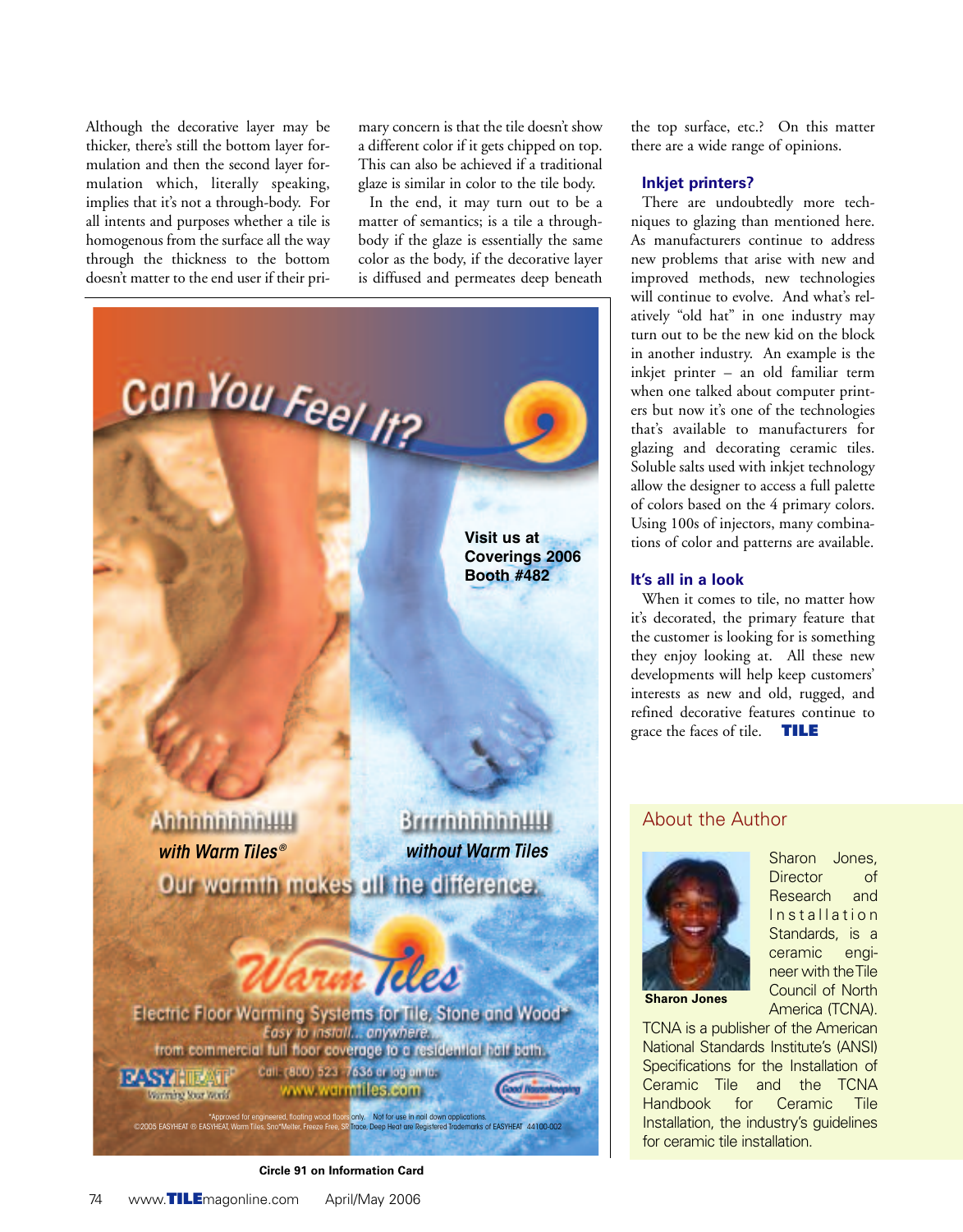Although the decorative layer may be thicker, there's still the bottom layer formulation and then the second layer formulation which, literally speaking, implies that it's not a through-body. For all intents and purposes whether a tile is homogenous from the surface all the way through the thickness to the bottom doesn't matter to the end user if their primary concern is that the tile doesn't show a different color if it gets chipped on top. This can also be achieved if a traditional glaze is similar in color to the tile body.

In the end, it may turn out to be a matter of semantics; is a tile a through-body if the glaze is essentially the same color as the body, if the decorative layer is diffused and permeates deep beneath the top surface, etc.? On this matter there are a wide range of opinions.

### Inkjet printers?

There are undoubtedly more techniques to glazing than mentioned here. As manufacturers continue to address new problems that arise with new and improved methods, new technologies will continue to evolve. And what's relatively "old hat" in one industry may turn out to be the new kid on the block in another industry. An example is the inkjet printer – an old familiar term when one talked about computer printers but now it's one of the technologies that's available to manufacturers for glazing and decorating ceramic tiles. Soluble salts used with inkjet technology allow the designer to access a full palette of colors based on the 4 primary colors. Using 100s of injectors, many combinations of color and patterns are available.

### It's all in a look

When it comes to tile, no matter how it's decorated, the primary feature that the customer is looking for is something they enjoy looking at. All these new developments will help keep customers' interests as new and old, rugged, and refined decorative features continue to grace the faces of tile. **TILE**

## About the Author

Sharon Jones

Sharon Jones, Director of Research and Installation Standards, is a ceramic engineer with the Tile Council of North America (TCNA). TCNA is a publisher of the American National Standards Institute's (ANSI) Specifications for the Installation of Ceramic Tile and the TCNA Handbook for Ceramic Tile Installation, the industry's guidelines for ceramic tile installation.

Can You Feel It?

Visit us at Coverings 2006 Booth #482

Ahhhhhhhh!!!! *with Warm Tiles®*

Brrrrhhhhhh!!!! *without Warm Tiles*

Our warmth makes all the difference.

Warm Tiles

Electric Floor Warming Systems for Tile, Stone and Wood*

Easy to install... anywhere.

from commercial full floor coverage to a residential half bath.

EASYHEAT Warming Your World

Call: (800) 523-7636 or log on to: www.warmtiles.com

*Approved for engineered, floating wood floors only. Not for use in nail down applications.

©2005 EASYHEAT ® EASYHEAT, Warm Tiles, Sno*Melter, Freeze Free, SR Trace, Deep Heat are Registered Trademarks of EASYHEAT 44100-002

**Circle 91 on Information Card**